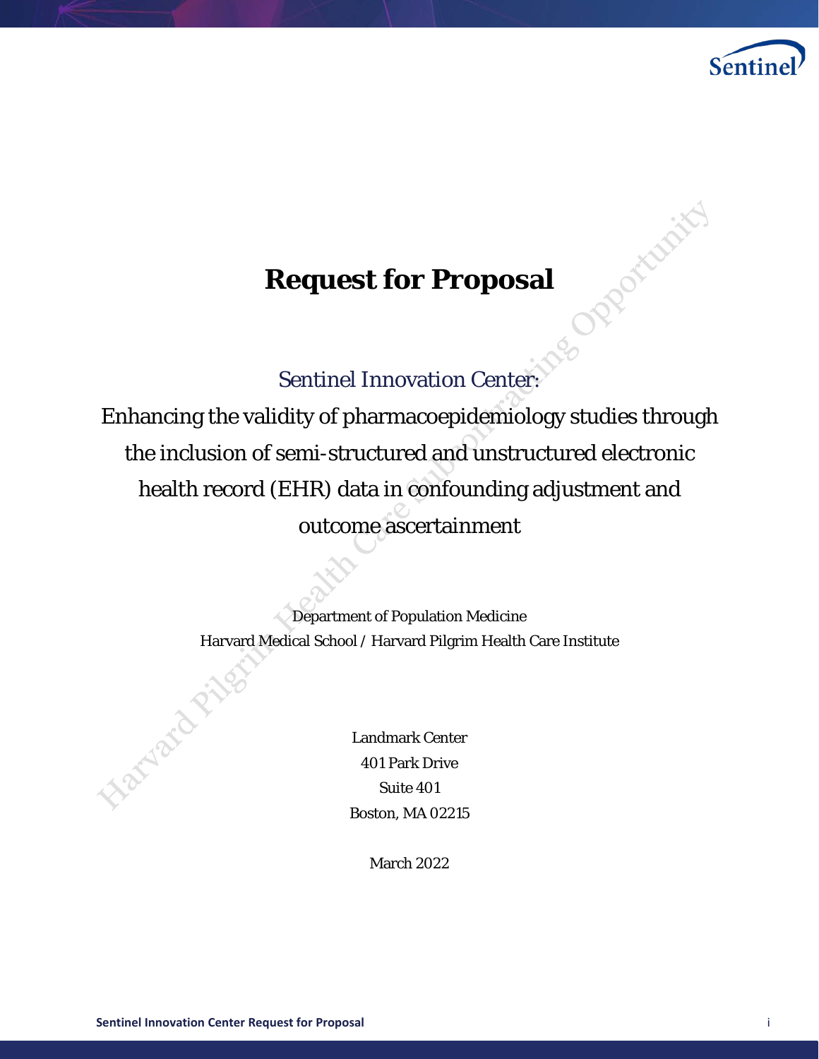# Request for Proposal

## Sentinel Innovation Center:

## Enhancing the validity of pharmacoepidemiology studies through the inclusion of semi-structured and unstructured electronic health record (EHR) data in confounding adjustment and outcome ascertainment

Department of Population Medicine
Harvard Medical School / Harvard Pilgrim Health Care Institute

Landmark Center
401 Park Drive
Suite 401
Boston, MA 02215

March 2022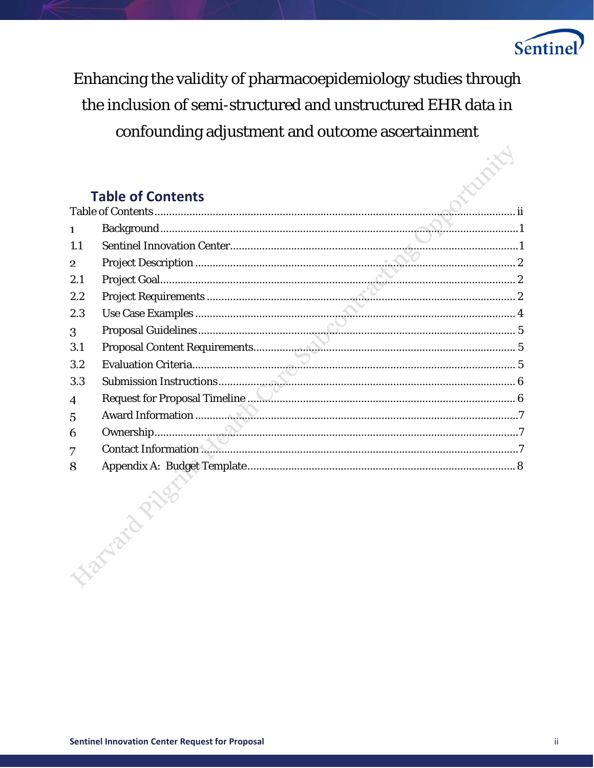# Enhancing the validity of pharmacoepidemiology studies through the inclusion of semi-structured and unstructured EHR data in confounding adjustment and outcome ascertainment

## Table of Contents

Table of Contents .......... ii

1 Background .......... 1

1.1 Sentinel Innovation Center .......... 1

2 Project Description .......... 2

2.1 Project Goal .......... 2

2.2 Project Requirements .......... 2

2.3 Use Case Examples .......... 4

3 Proposal Guidelines .......... 5

3.1 Proposal Content Requirements .......... 5

3.2 Evaluation Criteria .......... 5

3.3 Submission Instructions .......... 6

4 Request for Proposal Timeline .......... 6

5 Award Information .......... 7

6 Ownership .......... 7

7 Contact Information .......... 7

8 Appendix A: Budget Template .......... 8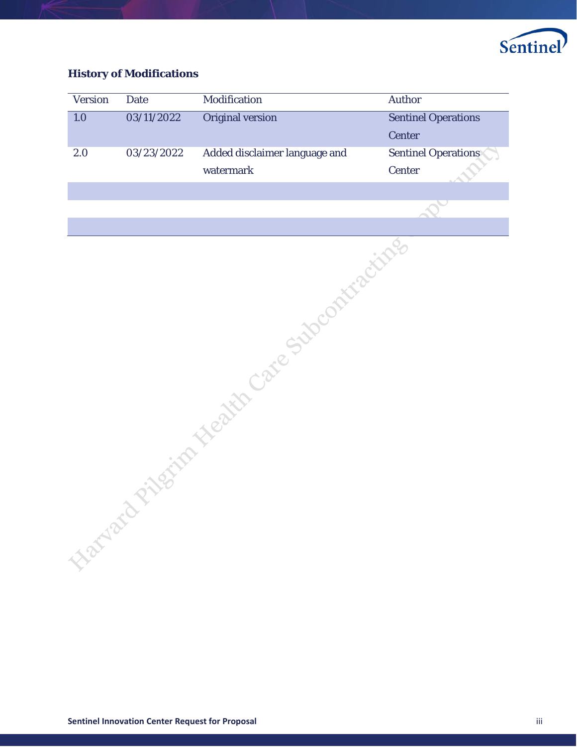**History of Modifications**

| Version | Date | Modification | Author |
|---|---|---|---|
| 1.0 | 03/11/2022 | Original version | Sentinel Operations Center |
| 2.0 | 03/23/2022 | Added disclaimer language and watermark | Sentinel Operations Center |
| | | | |
| | | | |
| | | | |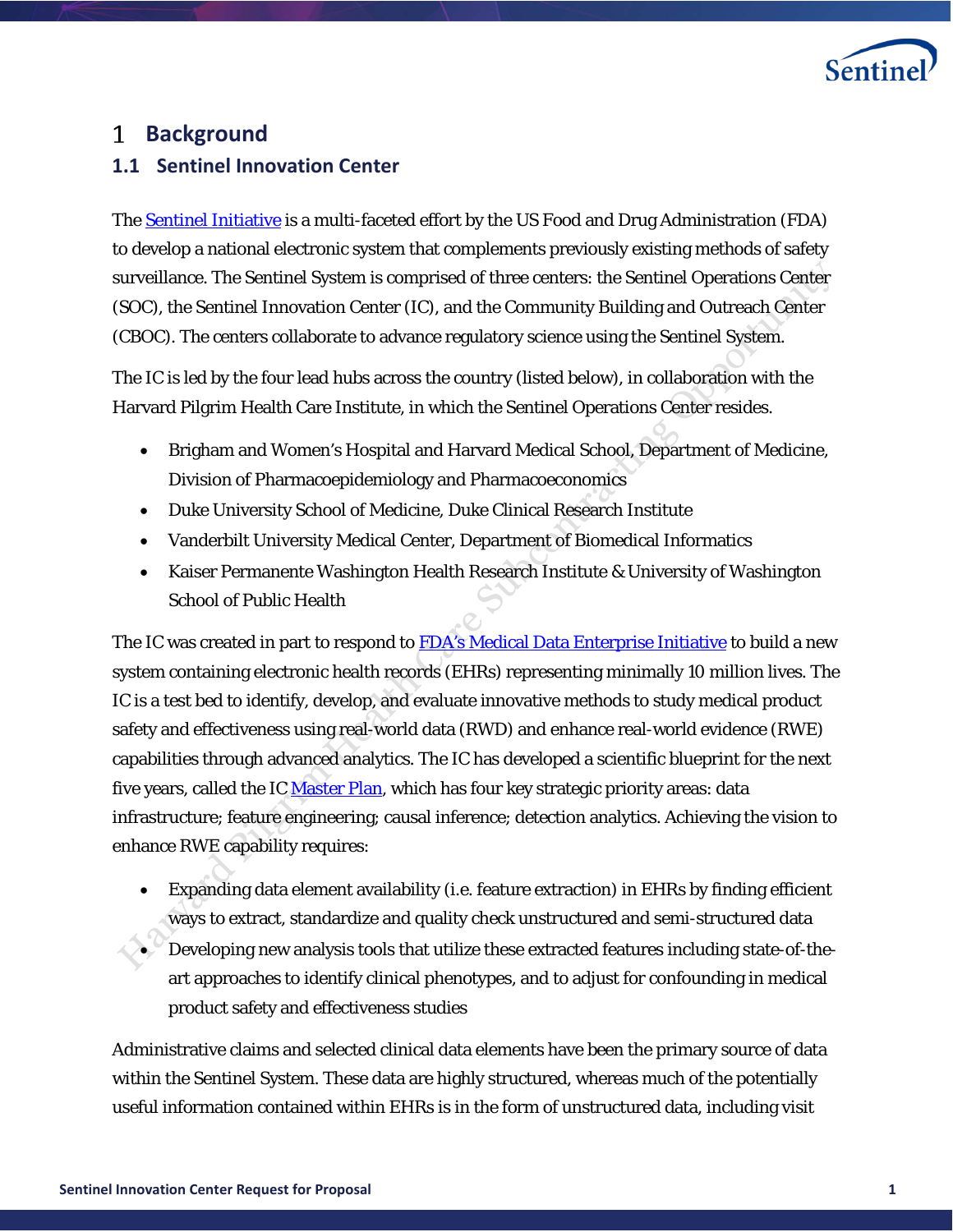# 1 Background

## 1.1 Sentinel Innovation Center

The [Sentinel Initiative](Sentinel Initiative) is a multi-faceted effort by the US Food and Drug Administration (FDA) to develop a national electronic system that complements previously existing methods of safety surveillance. The Sentinel System is comprised of three centers: the Sentinel Operations Center (SOC), the Sentinel Innovation Center (IC), and the Community Building and Outreach Center (CBOC). The centers collaborate to advance regulatory science using the Sentinel System.

The IC is led by the four lead hubs across the country (listed below), in collaboration with the Harvard Pilgrim Health Care Institute, in which the Sentinel Operations Center resides.

- Brigham and Women's Hospital and Harvard Medical School, Department of Medicine, Division of Pharmacoepidemiology and Pharmacoeconomics
- Duke University School of Medicine, Duke Clinical Research Institute
- Vanderbilt University Medical Center, Department of Biomedical Informatics
- Kaiser Permanente Washington Health Research Institute & University of Washington School of Public Health

The IC was created in part to respond to FDA's Medical Data Enterprise Initiative to build a new system containing electronic health records (EHRs) representing minimally 10 million lives. The IC is a test bed to identify, develop, and evaluate innovative methods to study medical product safety and effectiveness using real-world data (RWD) and enhance real-world evidence (RWE) capabilities through advanced analytics. The IC has developed a scientific blueprint for the next five years, called the IC Master Plan, which has four key strategic priority areas: data infrastructure; feature engineering; causal inference; detection analytics. Achieving the vision to enhance RWE capability requires:

- Expanding data element availability (i.e. feature extraction) in EHRs by finding efficient ways to extract, standardize and quality check unstructured and semi-structured data
- Developing new analysis tools that utilize these extracted features including state-of-the-art approaches to identify clinical phenotypes, and to adjust for confounding in medical product safety and effectiveness studies

Administrative claims and selected clinical data elements have been the primary source of data within the Sentinel System. These data are highly structured, whereas much of the potentially useful information contained within EHRs is in the form of unstructured data, including visit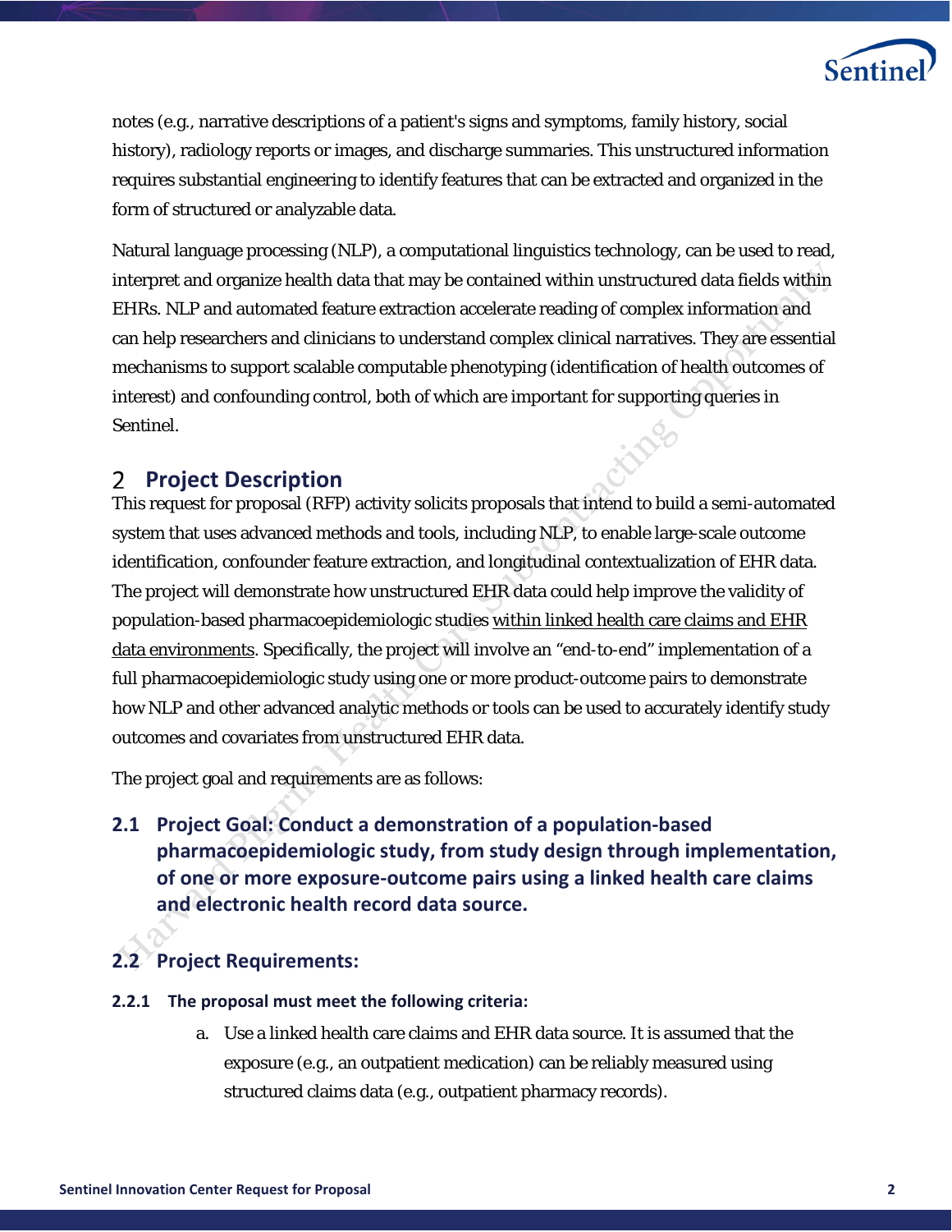notes (e.g., narrative descriptions of a patient's signs and symptoms, family history, social history), radiology reports or images, and discharge summaries. This unstructured information requires substantial engineering to identify features that can be extracted and organized in the form of structured or analyzable data.

Natural language processing (NLP), a computational linguistics technology, can be used to read, interpret and organize health data that may be contained within unstructured data fields within EHRs. NLP and automated feature extraction accelerate reading of complex information and can help researchers and clinicians to understand complex clinical narratives. They are essential mechanisms to support scalable computable phenotyping (identification of health outcomes of interest) and confounding control, both of which are important for supporting queries in Sentinel.

# 2 Project Description

This request for proposal (RFP) activity solicits proposals that intend to build a semi-automated system that uses advanced methods and tools, including NLP, to enable large-scale outcome identification, confounder feature extraction, and longitudinal contextualization of EHR data. The project will demonstrate how unstructured EHR data could help improve the validity of population-based pharmacoepidemiologic studies within linked health care claims and EHR data environments. Specifically, the project will involve an "end-to-end" implementation of a full pharmacoepidemiologic study using one or more product-outcome pairs to demonstrate how NLP and other advanced analytic methods or tools can be used to accurately identify study outcomes and covariates from unstructured EHR data.

The project goal and requirements are as follows:

## 2.1 Project Goal: Conduct a demonstration of a population-based pharmacoepidemiologic study, from study design through implementation, of one or more exposure-outcome pairs using a linked health care claims and electronic health record data source.

## 2.2 Project Requirements:

### 2.2.1 The proposal must meet the following criteria:

a. Use a linked health care claims and EHR data source. It is assumed that the exposure (e.g., an outpatient medication) can be reliably measured using structured claims data (e.g., outpatient pharmacy records).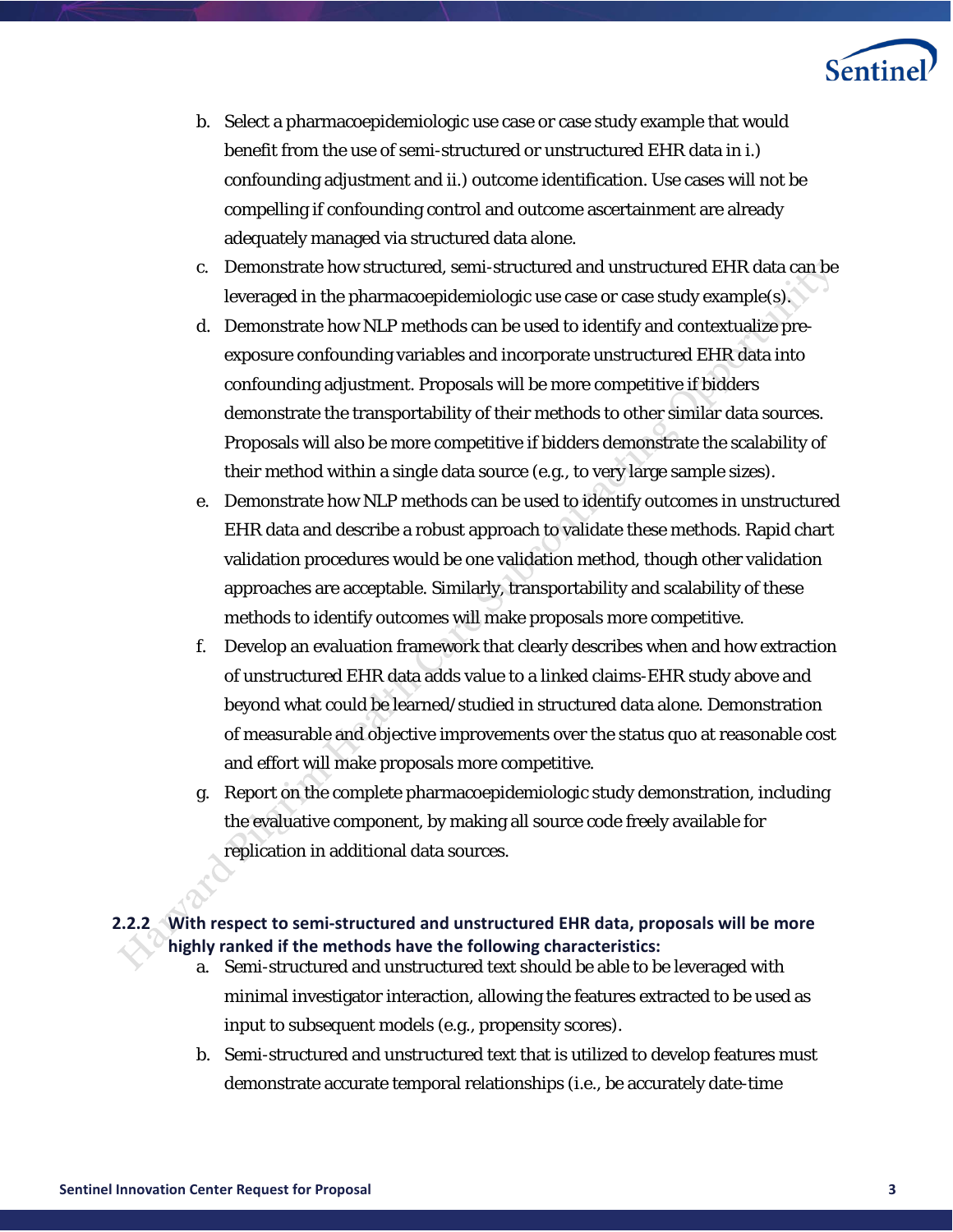b. Select a pharmacoepidemiologic use case or case study example that would benefit from the use of semi-structured or unstructured EHR data in i.) confounding adjustment and ii.) outcome identification. Use cases will not be compelling if confounding control and outcome ascertainment are already adequately managed via structured data alone.

c. Demonstrate how structured, semi-structured and unstructured EHR data can be leveraged in the pharmacoepidemiologic use case or case study example(s).

d. Demonstrate how NLP methods can be used to identify and contextualize pre-exposure confounding variables and incorporate unstructured EHR data into confounding adjustment. Proposals will be more competitive if bidders demonstrate the transportability of their methods to other similar data sources. Proposals will also be more competitive if bidders demonstrate the scalability of their method within a single data source (e.g., to very large sample sizes).

e. Demonstrate how NLP methods can be used to identify outcomes in unstructured EHR data and describe a robust approach to validate these methods. Rapid chart validation procedures would be one validation method, though other validation approaches are acceptable. Similarly, transportability and scalability of these methods to identify outcomes will make proposals more competitive.

f. Develop an evaluation framework that clearly describes when and how extraction of unstructured EHR data adds value to a linked claims-EHR study above and beyond what could be learned/studied in structured data alone. Demonstration of measurable and objective improvements over the status quo at reasonable cost and effort will make proposals more competitive.

g. Report on the complete pharmacoepidemiologic study demonstration, including the evaluative component, by making all source code freely available for replication in additional data sources.

### 2.2.2 With respect to semi-structured and unstructured EHR data, proposals will be more highly ranked if the methods have the following characteristics:

a. Semi-structured and unstructured text should be able to be leveraged with minimal investigator interaction, allowing the features extracted to be used as input to subsequent models (e.g., propensity scores).

b. Semi-structured and unstructured text that is utilized to develop features must demonstrate accurate temporal relationships (i.e., be accurately date-time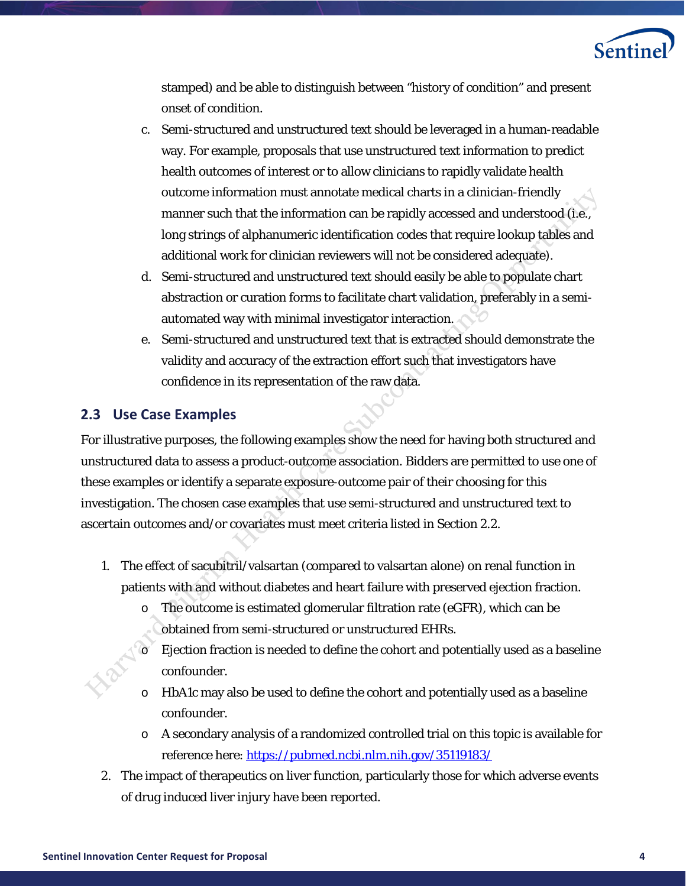stamped) and be able to distinguish between "history of condition" and present onset of condition.

c. Semi-structured and unstructured text should be leveraged in a human-readable way. For example, proposals that use unstructured text information to predict health outcomes of interest or to allow clinicians to rapidly validate health outcome information must annotate medical charts in a clinician-friendly manner such that the information can be rapidly accessed and understood (i.e., long strings of alphanumeric identification codes that require lookup tables and additional work for clinician reviewers will not be considered adequate).

d. Semi-structured and unstructured text should easily be able to populate chart abstraction or curation forms to facilitate chart validation, preferably in a semi-automated way with minimal investigator interaction.

e. Semi-structured and unstructured text that is extracted should demonstrate the validity and accuracy of the extraction effort such that investigators have confidence in its representation of the raw data.

## 2.3 Use Case Examples

For illustrative purposes, the following examples show the need for having both structured and unstructured data to assess a product-outcome association. Bidders are permitted to use one of these examples or identify a separate exposure-outcome pair of their choosing for this investigation. The chosen case examples that use semi-structured and unstructured text to ascertain outcomes and/or covariates must meet criteria listed in Section 2.2.

1. The effect of sacubitril/valsartan (compared to valsartan alone) on renal function in patients with and without diabetes and heart failure with preserved ejection fraction.
   - The outcome is estimated glomerular filtration rate (eGFR), which can be obtained from semi-structured or unstructured EHRs.
   - Ejection fraction is needed to define the cohort and potentially used as a baseline confounder.
   - HbA1c may also be used to define the cohort and potentially used as a baseline confounder.
   - A secondary analysis of a randomized controlled trial on this topic is available for reference here: https://pubmed.ncbi.nlm.nih.gov/35119183/
2. The impact of therapeutics on liver function, particularly those for which adverse events of drug induced liver injury have been reported.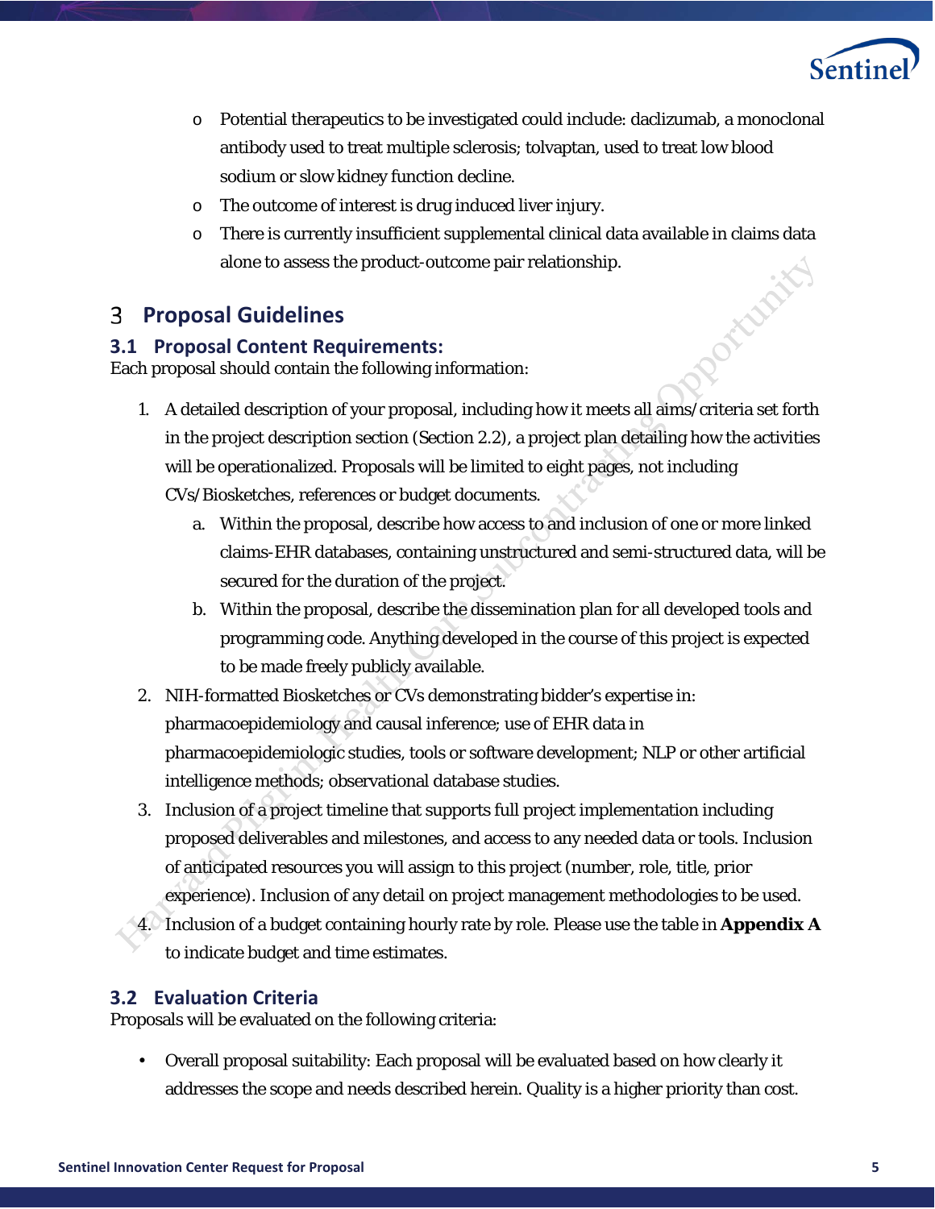- Potential therapeutics to be investigated could include: daclizumab, a monoclonal antibody used to treat multiple sclerosis; tolvaptan, used to treat low blood sodium or slow kidney function decline.
- The outcome of interest is drug induced liver injury.
- There is currently insufficient supplemental clinical data available in claims data alone to assess the product-outcome pair relationship.

# 3 Proposal Guidelines

## 3.1 Proposal Content Requirements:

Each proposal should contain the following information:

1. A detailed description of your proposal, including how it meets all aims/criteria set forth in the project description section (Section 2.2), a project plan detailing how the activities will be operationalized. Proposals will be limited to eight pages, not including CVs/Biosketches, references or budget documents.
   a. Within the proposal, describe how access to and inclusion of one or more linked claims-EHR databases, containing unstructured and semi-structured data, will be secured for the duration of the project.
   b. Within the proposal, describe the dissemination plan for all developed tools and programming code. Anything developed in the course of this project is expected to be made freely publicly available.
2. NIH-formatted Biosketches or CVs demonstrating bidder's expertise in: pharmacoepidemiology and causal inference; use of EHR data in pharmacoepidemiologic studies, tools or software development; NLP or other artificial intelligence methods; observational database studies.
3. Inclusion of a project timeline that supports full project implementation including proposed deliverables and milestones, and access to any needed data or tools. Inclusion of anticipated resources you will assign to this project (number, role, title, prior experience). Inclusion of any detail on project management methodologies to be used.
4. Inclusion of a budget containing hourly rate by role. Please use the table in **Appendix A** to indicate budget and time estimates.

## 3.2 Evaluation Criteria

Proposals will be evaluated on the following criteria:

- Overall proposal suitability: Each proposal will be evaluated based on how clearly it addresses the scope and needs described herein. Quality is a higher priority than cost.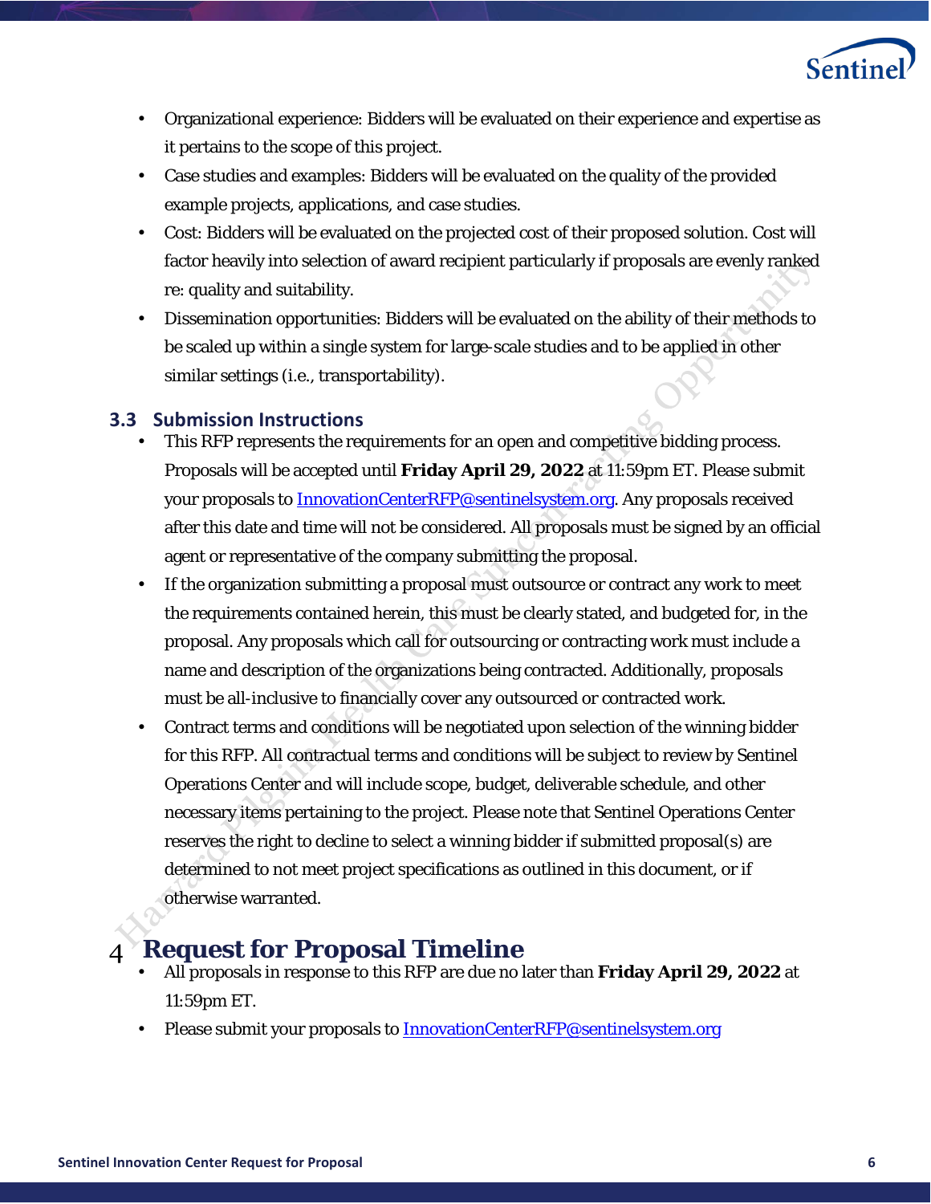- Organizational experience: Bidders will be evaluated on their experience and expertise as it pertains to the scope of this project.
- Case studies and examples: Bidders will be evaluated on the quality of the provided example projects, applications, and case studies.
- Cost: Bidders will be evaluated on the projected cost of their proposed solution. Cost will factor heavily into selection of award recipient particularly if proposals are evenly ranked re: quality and suitability.
- Dissemination opportunities: Bidders will be evaluated on the ability of their methods to be scaled up within a single system for large-scale studies and to be applied in other similar settings (i.e., transportability).

## 3.3 Submission Instructions

- This RFP represents the requirements for an open and competitive bidding process. Proposals will be accepted until **Friday April 29, 2022** at 11:59pm ET. Please submit your proposals to InnovationCenterRFP@sentinelsystem.org. Any proposals received after this date and time will not be considered. All proposals must be signed by an official agent or representative of the company submitting the proposal.
- If the organization submitting a proposal must outsource or contract any work to meet the requirements contained herein, this must be clearly stated, and budgeted for, in the proposal. Any proposals which call for outsourcing or contracting work must include a name and description of the organizations being contracted. Additionally, proposals must be all-inclusive to financially cover any outsourced or contracted work.
- Contract terms and conditions will be negotiated upon selection of the winning bidder for this RFP. All contractual terms and conditions will be subject to review by Sentinel Operations Center and will include scope, budget, deliverable schedule, and other necessary items pertaining to the project. Please note that Sentinel Operations Center reserves the right to decline to select a winning bidder if submitted proposal(s) are determined to not meet project specifications as outlined in this document, or if otherwise warranted.

# 4 Request for Proposal Timeline

- All proposals in response to this RFP are due no later than **Friday April 29, 2022** at 11:59pm ET.
- Please submit your proposals to InnovationCenterRFP@sentinelsystem.org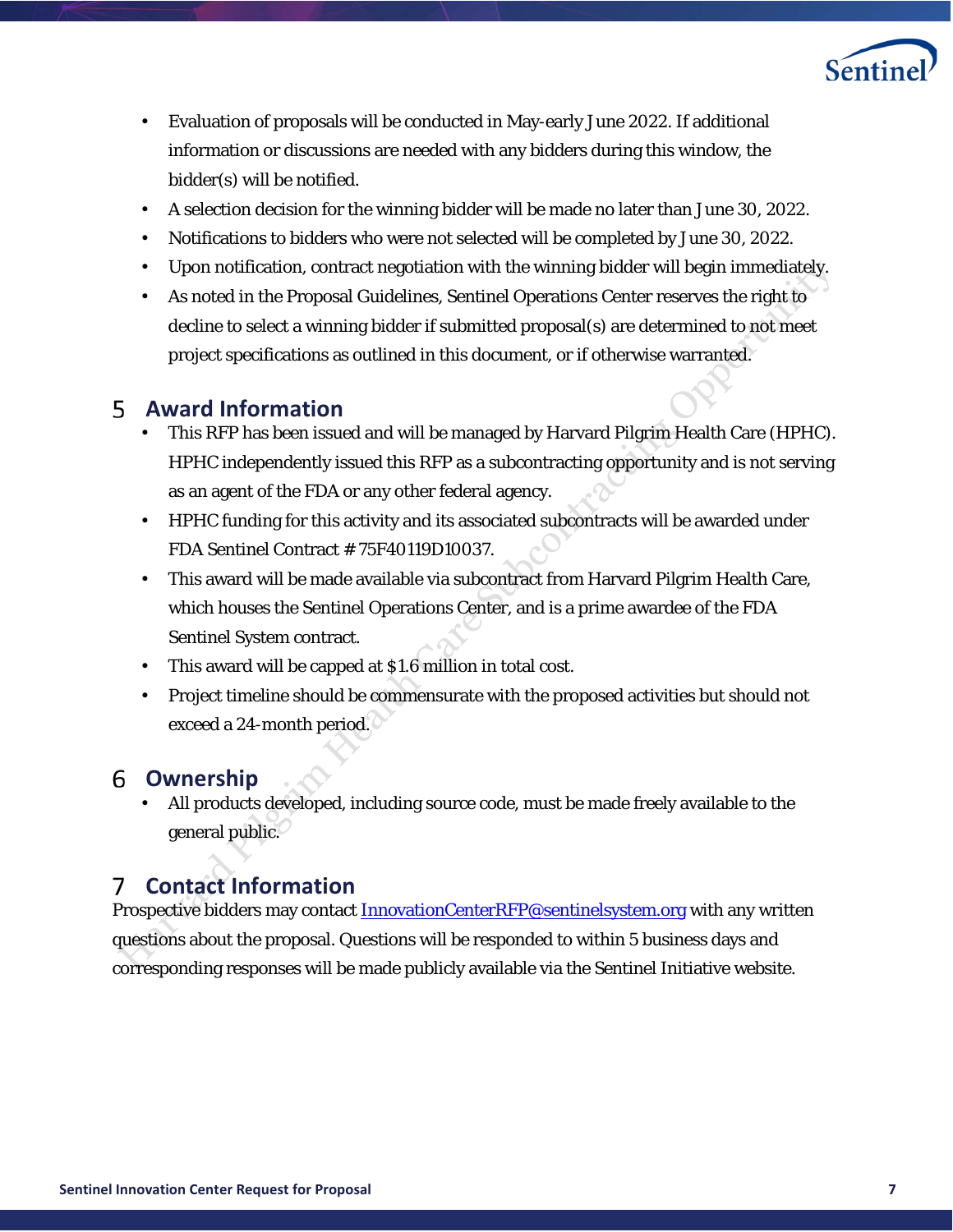- Evaluation of proposals will be conducted in May-early June 2022. If additional information or discussions are needed with any bidders during this window, the bidder(s) will be notified.
- A selection decision for the winning bidder will be made no later than June 30, 2022.
- Notifications to bidders who were not selected will be completed by June 30, 2022.
- Upon notification, contract negotiation with the winning bidder will begin immediately.
- As noted in the Proposal Guidelines, Sentinel Operations Center reserves the right to decline to select a winning bidder if submitted proposal(s) are determined to not meet project specifications as outlined in this document, or if otherwise warranted.

## 5 Award Information

- This RFP has been issued and will be managed by Harvard Pilgrim Health Care (HPHC). HPHC independently issued this RFP as a subcontracting opportunity and is not serving as an agent of the FDA or any other federal agency.
- HPHC funding for this activity and its associated subcontracts will be awarded under FDA Sentinel Contract # 75F40119D10037.
- This award will be made available via subcontract from Harvard Pilgrim Health Care, which houses the Sentinel Operations Center, and is a prime awardee of the FDA Sentinel System contract.
- This award will be capped at $1.6 million in total cost.
- Project timeline should be commensurate with the proposed activities but should not exceed a 24-month period.

## 6 Ownership

- All products developed, including source code, must be made freely available to the general public.

## 7 Contact Information

Prospective bidders may contact InnovationCenterRFP@sentinelsystem.org with any written questions about the proposal. Questions will be responded to within 5 business days and corresponding responses will be made publicly available via the Sentinel Initiative website.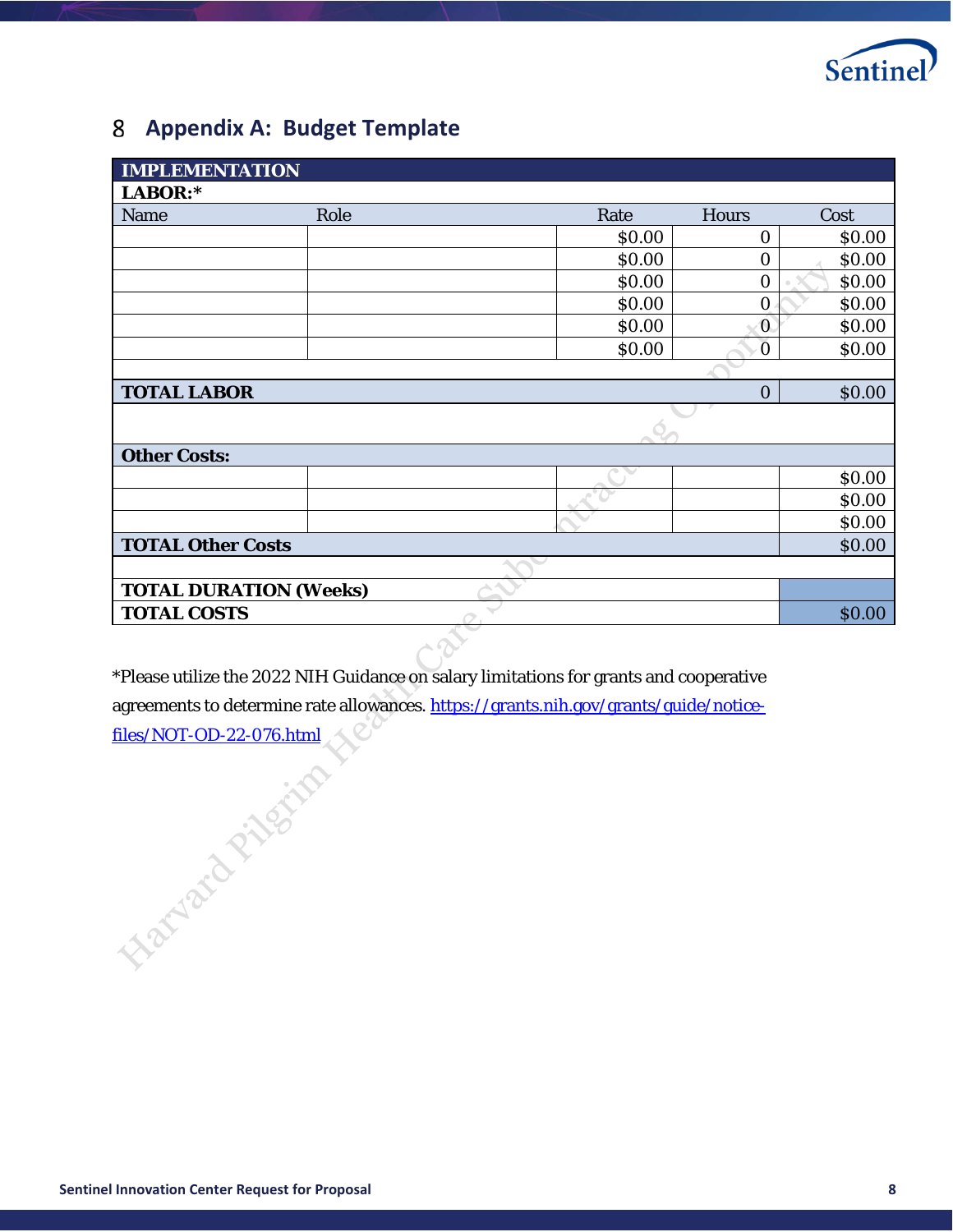# 8 Appendix A: Budget Template

| IMPLEMENTATION | | | | |
|---|---|---|---|---|
| **LABOR:*** | | | | |
| Name | Role | Rate | Hours | Cost |
| | | $0.00 | 0 | $0.00 |
| | | $0.00 | 0 | $0.00 |
| | | $0.00 | 0 | $0.00 |
| | | $0.00 | 0 | $0.00 |
| | | $0.00 | 0 | $0.00 |
| | | $0.00 | 0 | $0.00 |
| | | | | |
| **TOTAL LABOR** | | | 0 | $0.00 |
| | | | | |
| **Other Costs:** | | | | |
| | | | | $0.00 |
| | | | | $0.00 |
| | | | | $0.00 |
| **TOTAL Other Costs** | | | | $0.00 |
| | | | | |
| **TOTAL DURATION (Weeks)** | | | | |
| **TOTAL COSTS** | | | | $0.00 |

*Please utilize the 2022 NIH Guidance on salary limitations for grants and cooperative agreements to determine rate allowances. [https://grants.nih.gov/grants/guide/notice-files/NOT-OD-22-076.html](https://grants.nih.gov/grants/guide/notice-files/NOT-OD-22-076.html)